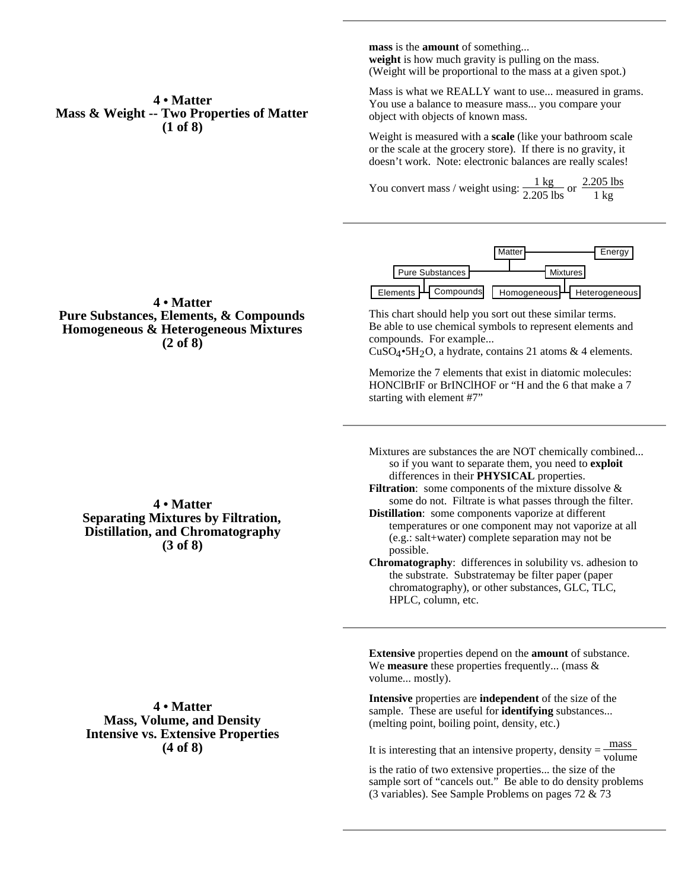## 4 • Matter
## Mass & Weight -- Two Properties of Matter
## (1 of 8)

**mass** is the **amount** of something...
**weight** is how much gravity is pulling on the mass. (Weight will be proportional to the mass at a given spot.)

Mass is what we REALLY want to use... measured in grams. You use a balance to measure mass... you compare your object with objects of known mass.

Weight is measured with a **scale** (like your bathroom scale or the scale at the grocery store). If there is no gravity, it doesn't work. Note: electronic balances are really scales!

You convert mass / weight using: $\frac{1 \text{ kg}}{2.205 \text{ lbs}}$ or $\frac{2.205 \text{ lbs}}{1 \text{ kg}}$

## 4 • Matter
## Pure Substances, Elements, & Compounds
## Homogeneous & Heterogeneous Mixtures
## (2 of 8)

- Matter — Energy
  - Pure Substances
    - Elements
    - Compounds
  - Mixtures
    - Homogeneous
    - Heterogeneous

This chart should help you sort out these similar terms.
Be able to use chemical symbols to represent elements and compounds. For example...
$CuSO_4 \cdot 5H_2O$, a hydrate, contains 21 atoms & 4 elements.

Memorize the 7 elements that exist in diatomic molecules: HONClBrIF or BrINClHOF or "H and the 6 that make a 7 starting with element #7"

## 4 • Matter
## Separating Mixtures by Filtration, Distillation, and Chromatography
## (3 of 8)

Mixtures are substances the are NOT chemically combined... so if you want to separate them, you need to **exploit** differences in their **PHYSICAL** properties.

**Filtration**: some components of the mixture dissolve & some do not. Filtrate is what passes through the filter.

**Distillation**: some components vaporize at different temperatures or one component may not vaporize at all (e.g.: salt+water) complete separation may not be possible.

**Chromatography**: differences in solubility vs. adhesion to the substrate. Substratemay be filter paper (paper chromatography), or other substances, GLC, TLC, HPLC, column, etc.

## 4 • Matter
## Mass, Volume, and Density
## Intensive vs. Extensive Properties
## (4 of 8)

**Extensive** properties depend on the **amount** of substance. We **measure** these properties frequently... (mass & volume... mostly).

**Intensive** properties are **independent** of the size of the sample. These are useful for **identifying** substances... (melting point, boiling point, density, etc.)

It is interesting that an intensive property, density = $\frac{\text{mass}}{\text{volume}}$ is the ratio of two extensive properties... the size of the sample sort of "cancels out." Be able to do density problems (3 variables). See Sample Problems on pages 72 & 73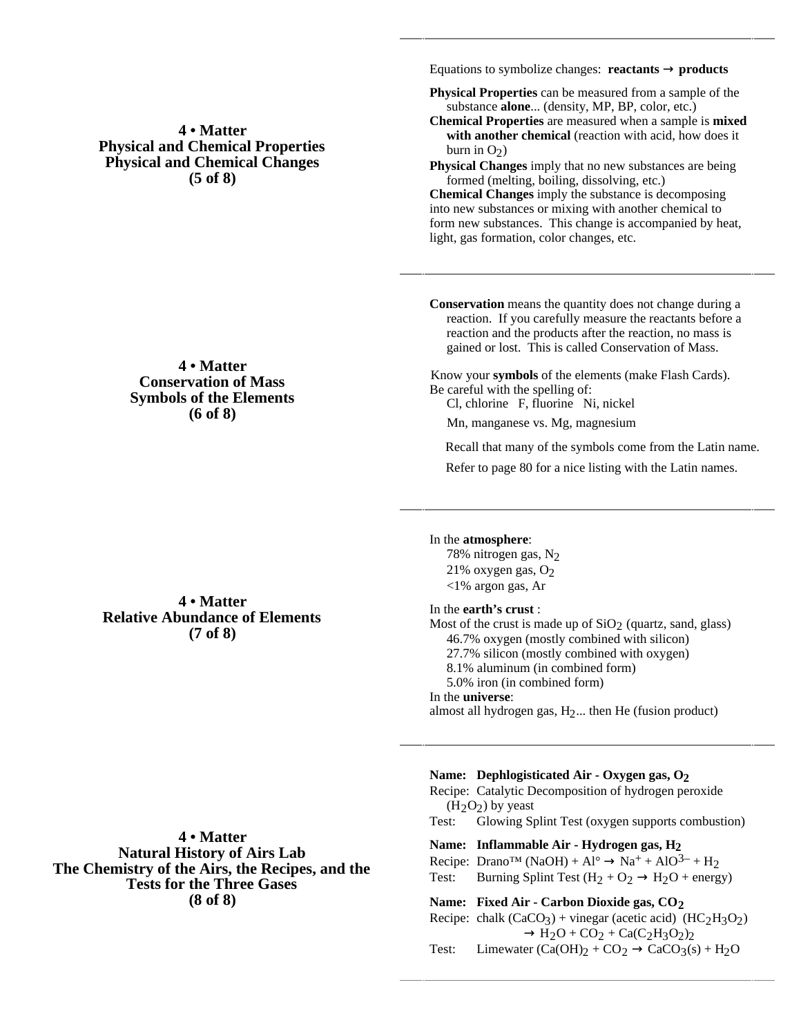## 4 • Matter
## Physical and Chemical Properties
## Physical and Chemical Changes
## (5 of 8)

Equations to symbolize changes: **reactants → products**

**Physical Properties** can be measured from a sample of the substance **alone**... (density, MP, BP, color, etc.)

**Chemical Properties** are measured when a sample is **mixed with another chemical** (reaction with acid, how does it burn in $O_2$)

**Physical Changes** imply that no new substances are being formed (melting, boiling, dissolving, etc.)

**Chemical Changes** imply the substance is decomposing into new substances or mixing with another chemical to form new substances. This change is accompanied by heat, light, gas formation, color changes, etc.

## 4 • Matter
## Conservation of Mass
## Symbols of the Elements
## (6 of 8)

**Conservation** means the quantity does not change during a reaction. If you carefully measure the reactants before a reaction and the products after the reaction, no mass is gained or lost. This is called Conservation of Mass.

Know your **symbols** of the elements (make Flash Cards).
Be careful with the spelling of:

Cl, chlorine F, fluorine Ni, nickel

Mn, manganese vs. Mg, magnesium

Recall that many of the symbols come from the Latin name.

Refer to page 80 for a nice listing with the Latin names.

## 4 • Matter
## Relative Abundance of Elements
## (7 of 8)

In the **atmosphere**:

78% nitrogen gas, $N_2$
21% oxygen gas, $O_2$
<1% argon gas, Ar

In the **earth's crust** :
Most of the crust is made up of $SiO_2$ (quartz, sand, glass)

46.7% oxygen (mostly combined with silicon)
27.7% silicon (mostly combined with oxygen)
8.1% aluminum (in combined form)
5.0% iron (in combined form)

In the **universe**:
almost all hydrogen gas, $H_2$... then He (fusion product)

## 4 • Matter
## Natural History of Airs Lab
## The Chemistry of the Airs, the Recipes, and the Tests for the Three Gases
## (8 of 8)

**Name: Dephlogisticated Air - Oxygen gas, $O_2$**
Recipe: Catalytic Decomposition of hydrogen peroxide ($H_2O_2$) by yeast
Test: Glowing Splint Test (oxygen supports combustion)

**Name: Inflammable Air - Hydrogen gas, $H_2$**
Recipe: Drano™ (NaOH) + Al° → $Na^+$ + $AlO^{3-}$ + $H_2$
Test: Burning Splint Test ($H_2 + O_2 \rightarrow H_2O$ + energy)

**Name: Fixed Air - Carbon Dioxide gas, $CO_2$**
Recipe: chalk ($CaCO_3$) + vinegar (acetic acid) ($HC_2H_3O_2$) $\rightarrow H_2O + CO_2 + Ca(C_2H_3O_2)_2$
Test: Limewater ($Ca(OH)_2 + CO_2 \rightarrow CaCO_3(s) + H_2O$